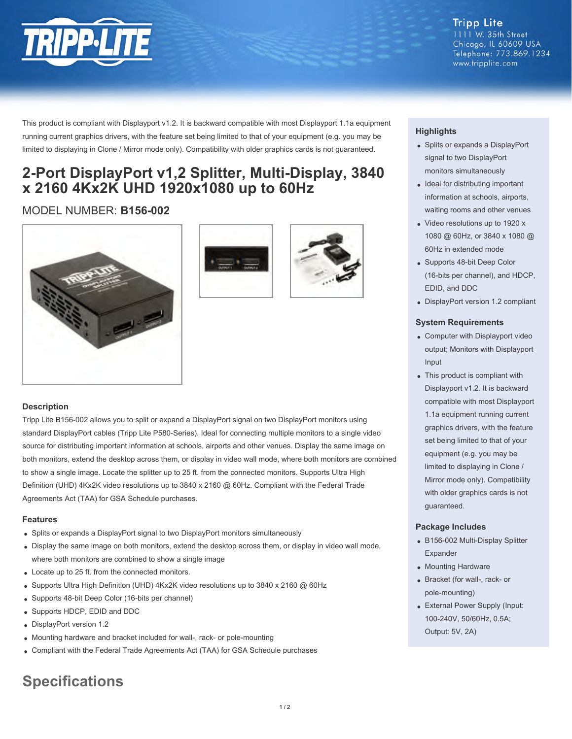Tripp Lite
1111 W. 35th Street
Chicago, IL 60609 USA
Telephone: 773.869.1234
www.tripplite.com

This product is compliant with Displayport v1.2. It is backward compatible with most Displayport 1.1a equipment running current graphics drivers, with the feature set being limited to that of your equipment (e.g. you may be limited to displaying in Clone / Mirror mode only). Compatibility with older graphics cards is not guaranteed.

# 2-Port DisplayPort v1,2 Splitter, Multi-Display, 3840 x 2160 4Kx2K UHD 1920x1080 up to 60Hz

MODEL NUMBER: **B156-002**

### Description

Tripp Lite B156-002 allows you to split or expand a DisplayPort signal on two DisplayPort monitors using standard DisplayPort cables (Tripp Lite P580-Series). Ideal for connecting multiple monitors to a single video source for distributing important information at schools, airports and other venues. Display the same image on both monitors, extend the desktop across them, or display in video wall mode, where both monitors are combined to show a single image. Locate the splitter up to 25 ft. from the connected monitors. Supports Ultra High Definition (UHD) 4Kx2K video resolutions up to 3840 x 2160 @ 60Hz. Compliant with the Federal Trade Agreements Act (TAA) for GSA Schedule purchases.

### Features

- Splits or expands a DisplayPort signal to two DisplayPort monitors simultaneously
- Display the same image on both monitors, extend the desktop across them, or display in video wall mode, where both monitors are combined to show a single image
- Locate up to 25 ft. from the connected monitors.
- Supports Ultra High Definition (UHD) 4Kx2K video resolutions up to 3840 x 2160 @ 60Hz
- Supports 48-bit Deep Color (16-bits per channel)
- Supports HDCP, EDID and DDC
- DisplayPort version 1.2
- Mounting hardware and bracket included for wall-, rack- or pole-mounting
- Compliant with the Federal Trade Agreements Act (TAA) for GSA Schedule purchases

### Highlights

- Splits or expands a DisplayPort signal to two DisplayPort monitors simultaneously
- Ideal for distributing important information at schools, airports, waiting rooms and other venues
- Video resolutions up to 1920 x 1080 @ 60Hz, or 3840 x 1080 @ 60Hz in extended mode
- Supports 48-bit Deep Color (16-bits per channel), and HDCP, EDID, and DDC
- DisplayPort version 1.2 compliant

### System Requirements

- Computer with Displayport video output; Monitors with Displayport Input
- This product is compliant with Displayport v1.2. It is backward compatible with most Displayport 1.1a equipment running current graphics drivers, with the feature set being limited to that of your equipment (e.g. you may be limited to displaying in Clone / Mirror mode only). Compatibility with older graphics cards is not guaranteed.

### Package Includes

- B156-002 Multi-Display Splitter Expander
- Mounting Hardware
- Bracket (for wall-, rack- or pole-mounting)
- External Power Supply (Input: 100-240V, 50/60Hz, 0.5A; Output: 5V, 2A)

## Specifications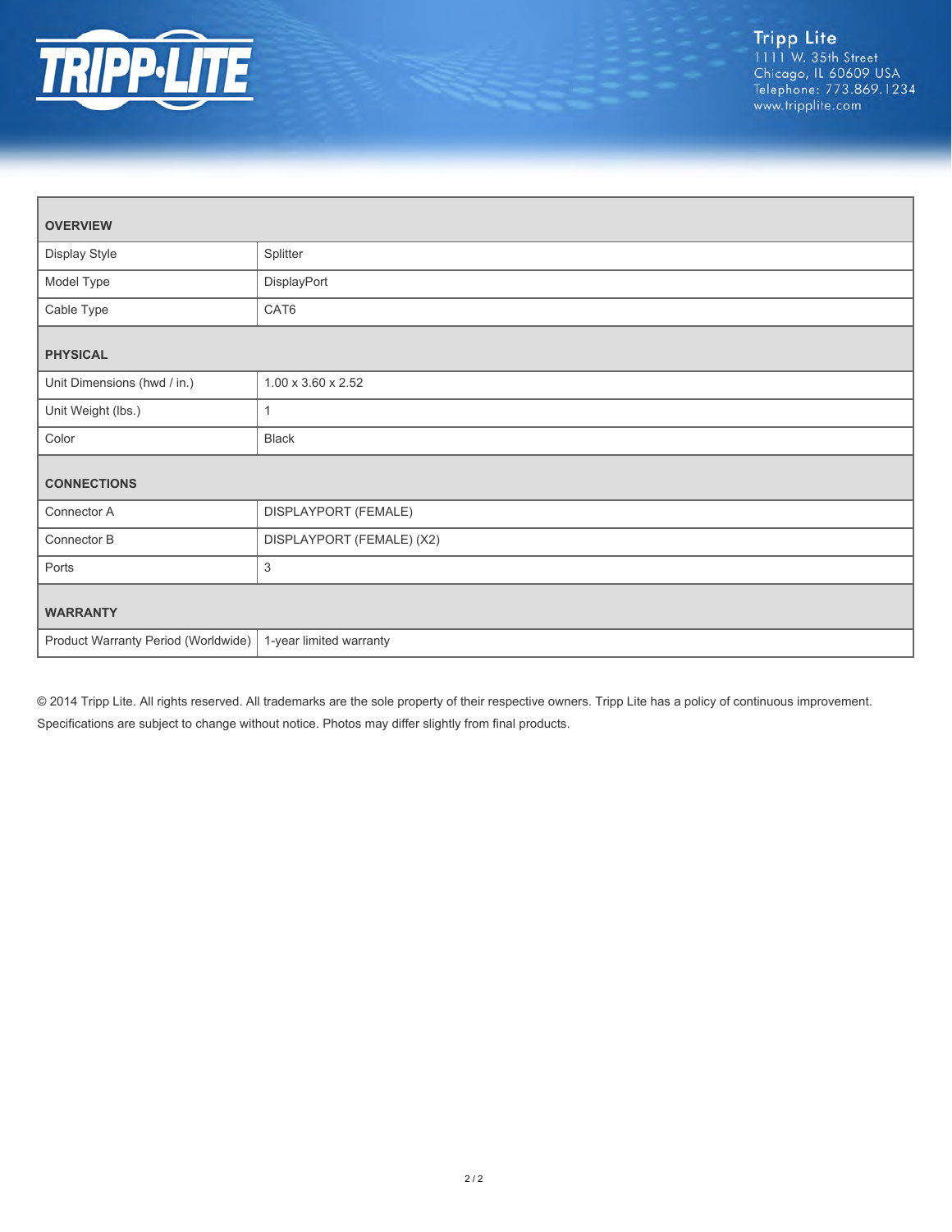| | |
|---|---|
| **OVERVIEW** | |
| Display Style | Splitter |
| Model Type | DisplayPort |
| Cable Type | CAT6 |
| **PHYSICAL** | |
| Unit Dimensions (hwd / in.) | 1.00 x 3.60 x 2.52 |
| Unit Weight (lbs.) | 1 |
| Color | Black |
| **CONNECTIONS** | |
| Connector A | DISPLAYPORT (FEMALE) |
| Connector B | DISPLAYPORT (FEMALE) (X2) |
| Ports | 3 |
| **WARRANTY** | |
| Product Warranty Period (Worldwide) | 1-year limited warranty |

© 2014 Tripp Lite. All rights reserved. All trademarks are the sole property of their respective owners. Tripp Lite has a policy of continuous improvement. Specifications are subject to change without notice. Photos may differ slightly from final products.